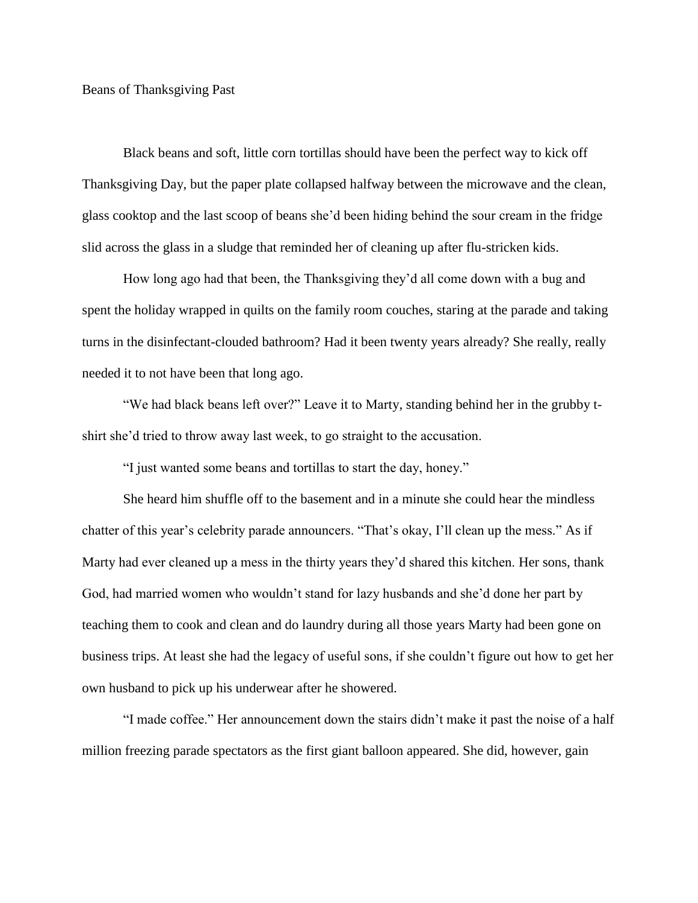# Beans of Thanksgiving Past

Black beans and soft, little corn tortillas should have been the perfect way to kick off Thanksgiving Day, but the paper plate collapsed halfway between the microwave and the clean, glass cooktop and the last scoop of beans she'd been hiding behind the sour cream in the fridge slid across the glass in a sludge that reminded her of cleaning up after flu-stricken kids.

How long ago had that been, the Thanksgiving they'd all come down with a bug and spent the holiday wrapped in quilts on the family room couches, staring at the parade and taking turns in the disinfectant-clouded bathroom? Had it been twenty years already? She really, really needed it to not have been that long ago.

"We had black beans left over?" Leave it to Marty, standing behind her in the grubby t-shirt she'd tried to throw away last week, to go straight to the accusation.

"I just wanted some beans and tortillas to start the day, honey."

She heard him shuffle off to the basement and in a minute she could hear the mindless chatter of this year's celebrity parade announcers. "That's okay, I'll clean up the mess." As if Marty had ever cleaned up a mess in the thirty years they'd shared this kitchen. Her sons, thank God, had married women who wouldn't stand for lazy husbands and she'd done her part by teaching them to cook and clean and do laundry during all those years Marty had been gone on business trips. At least she had the legacy of useful sons, if she couldn't figure out how to get her own husband to pick up his underwear after he showered.

"I made coffee." Her announcement down the stairs didn't make it past the noise of a half million freezing parade spectators as the first giant balloon appeared. She did, however, gain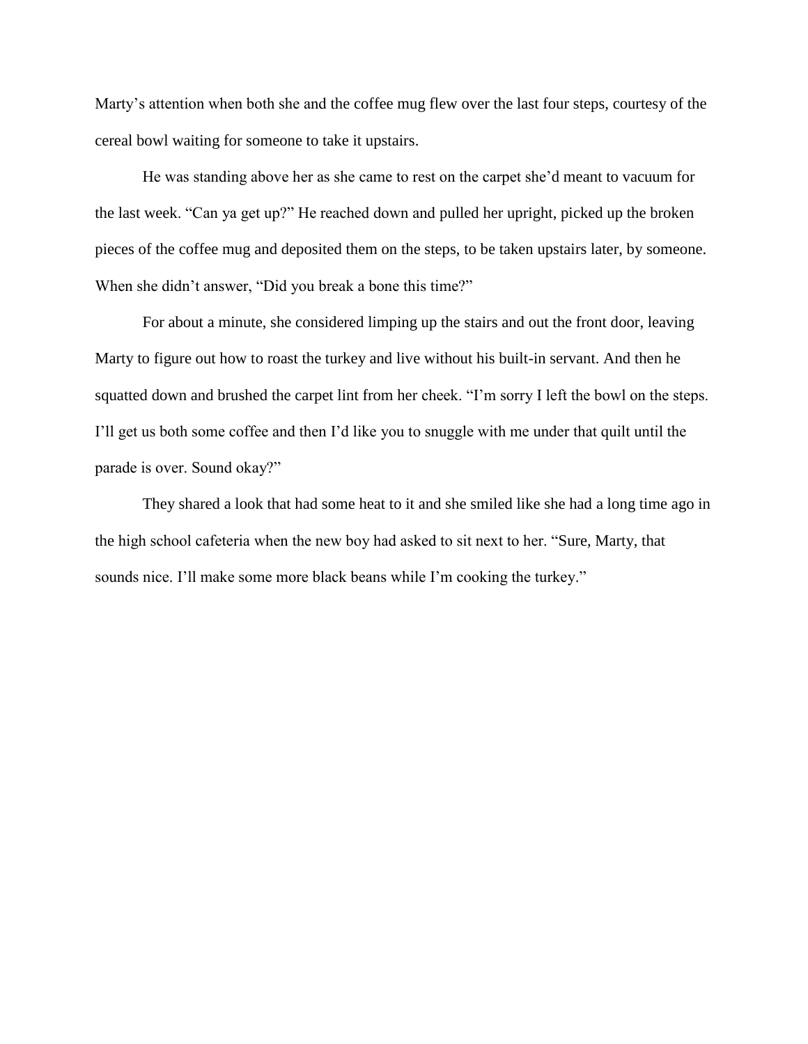Marty's attention when both she and the coffee mug flew over the last four steps, courtesy of the cereal bowl waiting for someone to take it upstairs.

He was standing above her as she came to rest on the carpet she'd meant to vacuum for the last week. "Can ya get up?" He reached down and pulled her upright, picked up the broken pieces of the coffee mug and deposited them on the steps, to be taken upstairs later, by someone. When she didn't answer, "Did you break a bone this time?"

For about a minute, she considered limping up the stairs and out the front door, leaving Marty to figure out how to roast the turkey and live without his built-in servant. And then he squatted down and brushed the carpet lint from her cheek. "I'm sorry I left the bowl on the steps. I'll get us both some coffee and then I'd like you to snuggle with me under that quilt until the parade is over. Sound okay?"

They shared a look that had some heat to it and she smiled like she had a long time ago in the high school cafeteria when the new boy had asked to sit next to her. "Sure, Marty, that sounds nice. I'll make some more black beans while I'm cooking the turkey."